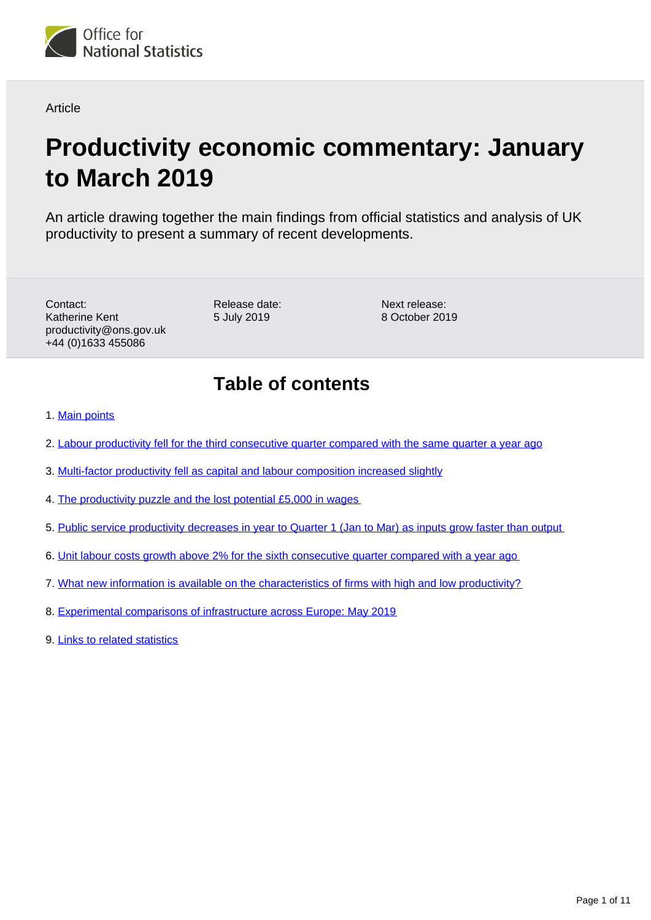Office for National Statistics

Article

# Productivity economic commentary: January to March 2019

An article drawing together the main findings from official statistics and analysis of UK productivity to present a summary of recent developments.

Contact:
Katherine Kent
productivity@ons.gov.uk
+44 (0)1633 455086

Release date:
5 July 2019

Next release:
8 October 2019

## Table of contents

1. Main points
2. Labour productivity fell for the third consecutive quarter compared with the same quarter a year ago
3. Multi-factor productivity fell as capital and labour composition increased slightly
4. The productivity puzzle and the lost potential £5,000 in wages
5. Public service productivity decreases in year to Quarter 1 (Jan to Mar) as inputs grow faster than output
6. Unit labour costs growth above 2% for the sixth consecutive quarter compared with a year ago
7. What new information is available on the characteristics of firms with high and low productivity?
8. Experimental comparisons of infrastructure across Europe: May 2019
9. Links to related statistics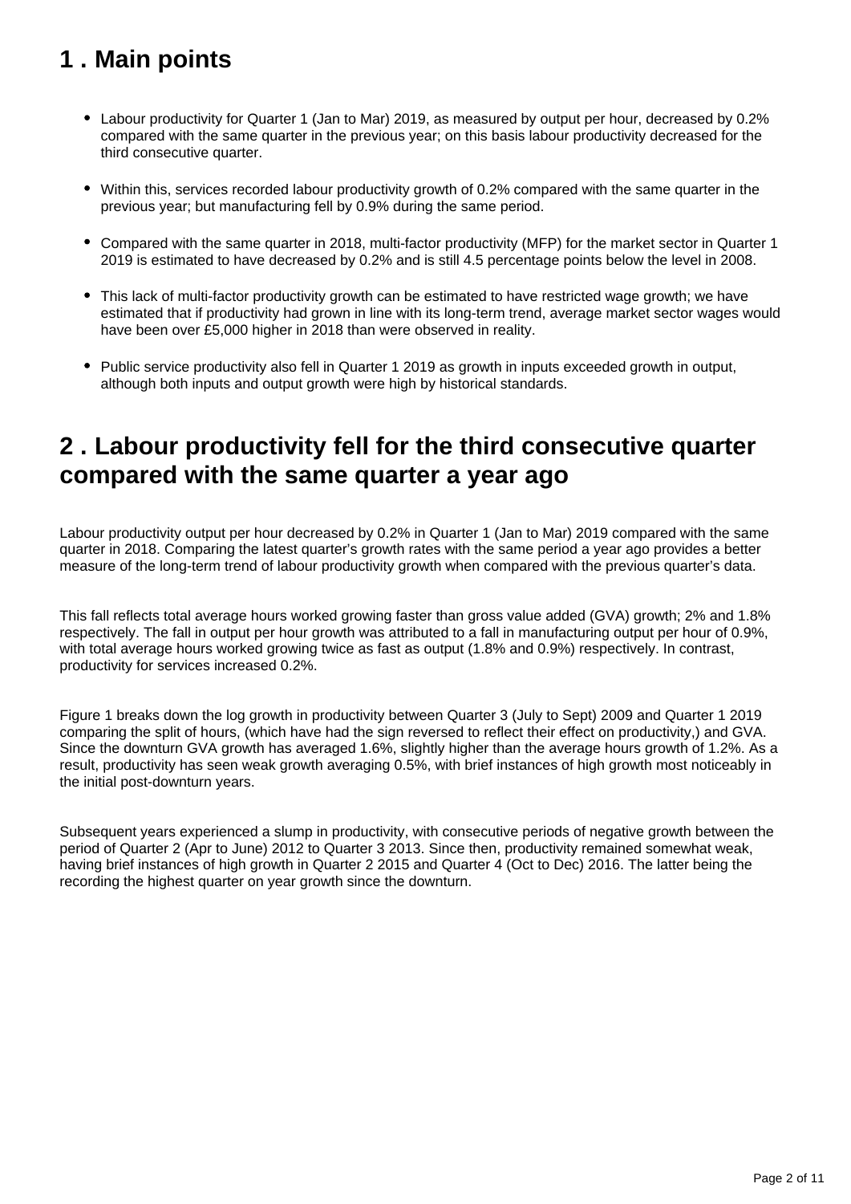## 1 . Main points

- Labour productivity for Quarter 1 (Jan to Mar) 2019, as measured by output per hour, decreased by 0.2% compared with the same quarter in the previous year; on this basis labour productivity decreased for the third consecutive quarter.
- Within this, services recorded labour productivity growth of 0.2% compared with the same quarter in the previous year; but manufacturing fell by 0.9% during the same period.
- Compared with the same quarter in 2018, multi-factor productivity (MFP) for the market sector in Quarter 1 2019 is estimated to have decreased by 0.2% and is still 4.5 percentage points below the level in 2008.
- This lack of multi-factor productivity growth can be estimated to have restricted wage growth; we have estimated that if productivity had grown in line with its long-term trend, average market sector wages would have been over £5,000 higher in 2018 than were observed in reality.
- Public service productivity also fell in Quarter 1 2019 as growth in inputs exceeded growth in output, although both inputs and output growth were high by historical standards.

## 2 . Labour productivity fell for the third consecutive quarter compared with the same quarter a year ago

Labour productivity output per hour decreased by 0.2% in Quarter 1 (Jan to Mar) 2019 compared with the same quarter in 2018. Comparing the latest quarter's growth rates with the same period a year ago provides a better measure of the long-term trend of labour productivity growth when compared with the previous quarter's data.

This fall reflects total average hours worked growing faster than gross value added (GVA) growth; 2% and 1.8% respectively. The fall in output per hour growth was attributed to a fall in manufacturing output per hour of 0.9%, with total average hours worked growing twice as fast as output (1.8% and 0.9%) respectively. In contrast, productivity for services increased 0.2%.

Figure 1 breaks down the log growth in productivity between Quarter 3 (July to Sept) 2009 and Quarter 1 2019 comparing the split of hours, (which have had the sign reversed to reflect their effect on productivity,) and GVA. Since the downturn GVA growth has averaged 1.6%, slightly higher than the average hours growth of 1.2%. As a result, productivity has seen weak growth averaging 0.5%, with brief instances of high growth most noticeably in the initial post-downturn years.

Subsequent years experienced a slump in productivity, with consecutive periods of negative growth between the period of Quarter 2 (Apr to June) 2012 to Quarter 3 2013. Since then, productivity remained somewhat weak, having brief instances of high growth in Quarter 2 2015 and Quarter 4 (Oct to Dec) 2016. The latter being the recording the highest quarter on year growth since the downturn.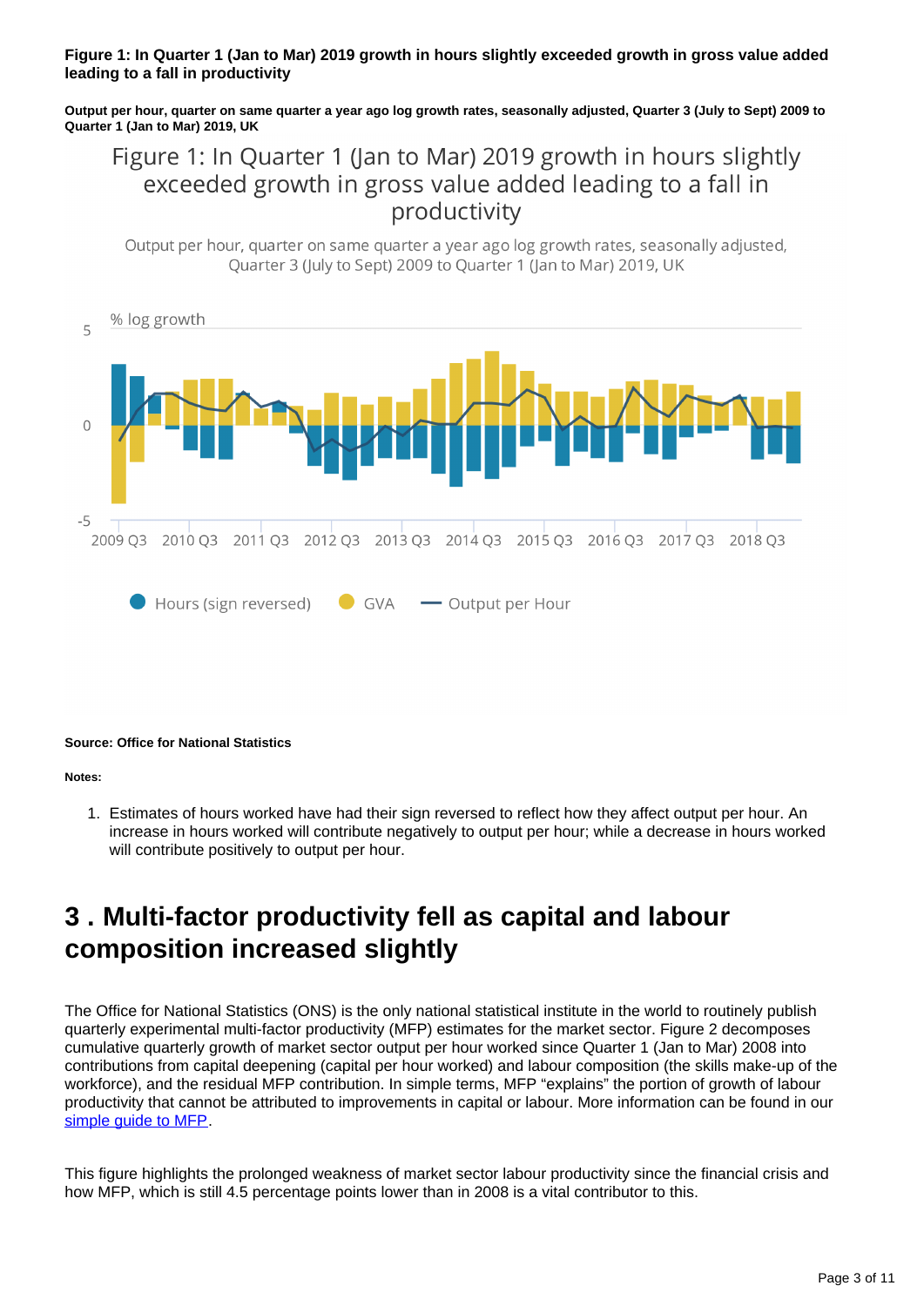**Figure 1: In Quarter 1 (Jan to Mar) 2019 growth in hours slightly exceeded growth in gross value added leading to a fall in productivity**

**Output per hour, quarter on same quarter a year ago log growth rates, seasonally adjusted, Quarter 3 (July to Sept) 2009 to Quarter 1 (Jan to Mar) 2019, UK**

**Source: Office for National Statistics**

**Notes:**

1. Estimates of hours worked have had their sign reversed to reflect how they affect output per hour. An increase in hours worked will contribute negatively to output per hour; while a decrease in hours worked will contribute positively to output per hour.

## 3 . Multi-factor productivity fell as capital and labour composition increased slightly

The Office for National Statistics (ONS) is the only national statistical institute in the world to routinely publish quarterly experimental multi-factor productivity (MFP) estimates for the market sector. Figure 2 decomposes cumulative quarterly growth of market sector output per hour worked since Quarter 1 (Jan to Mar) 2008 into contributions from capital deepening (capital per hour worked) and labour composition (the skills make-up of the workforce), and the residual MFP contribution. In simple terms, MFP "explains" the portion of growth of labour productivity that cannot be attributed to improvements in capital or labour. More information can be found in our simple guide to MFP.

This figure highlights the prolonged weakness of market sector labour productivity since the financial crisis and how MFP, which is still 4.5 percentage points lower than in 2008 is a vital contributor to this.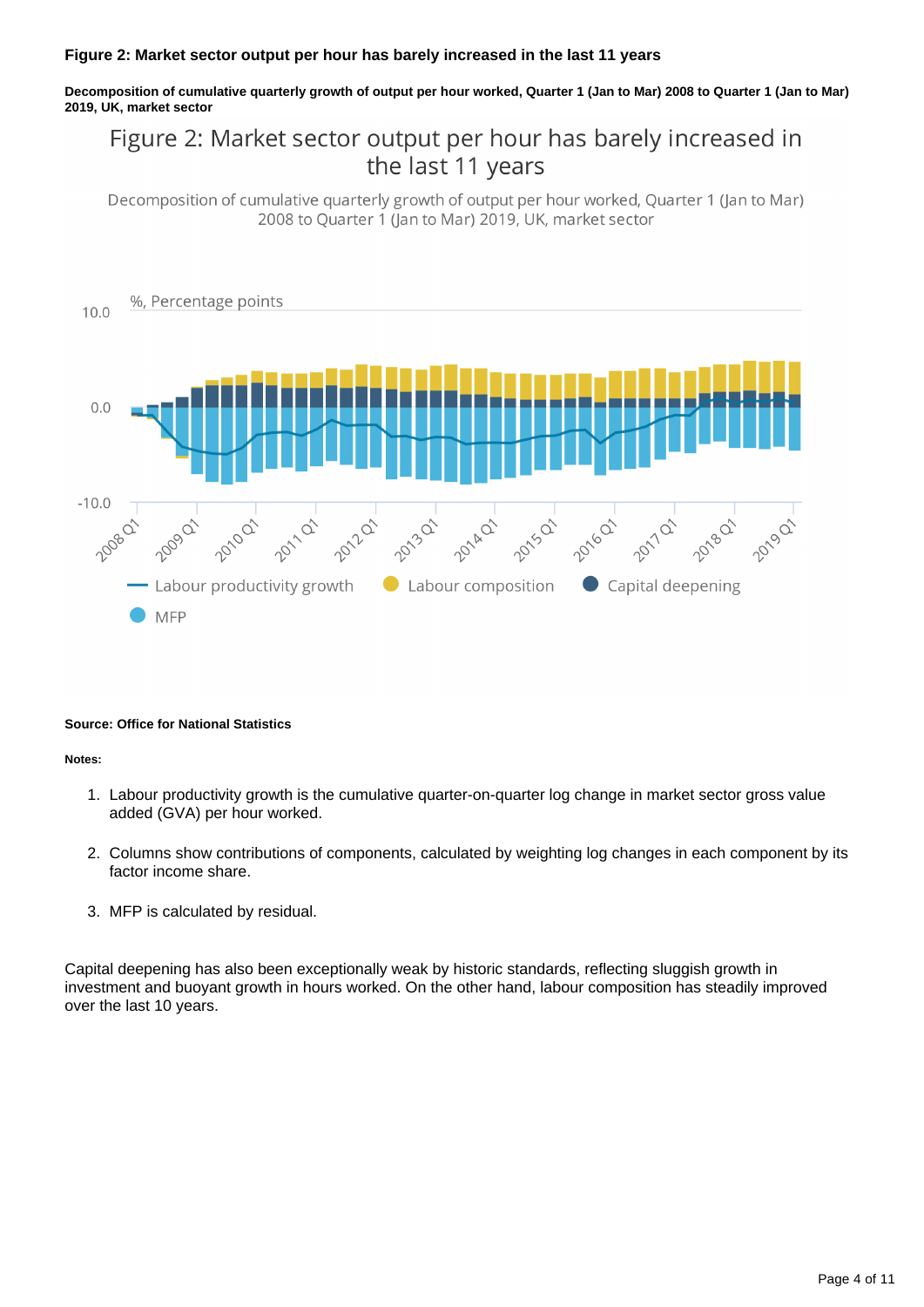**Figure 2: Market sector output per hour has barely increased in the last 11 years**

**Decomposition of cumulative quarterly growth of output per hour worked, Quarter 1 (Jan to Mar) 2008 to Quarter 1 (Jan to Mar) 2019, UK, market sector**

**Source: Office for National Statistics**

**Notes:**

1. Labour productivity growth is the cumulative quarter-on-quarter log change in market sector gross value added (GVA) per hour worked.

2. Columns show contributions of components, calculated by weighting log changes in each component by its factor income share.

3. MFP is calculated by residual.

Capital deepening has also been exceptionally weak by historic standards, reflecting sluggish growth in investment and buoyant growth in hours worked. On the other hand, labour composition has steadily improved over the last 10 years.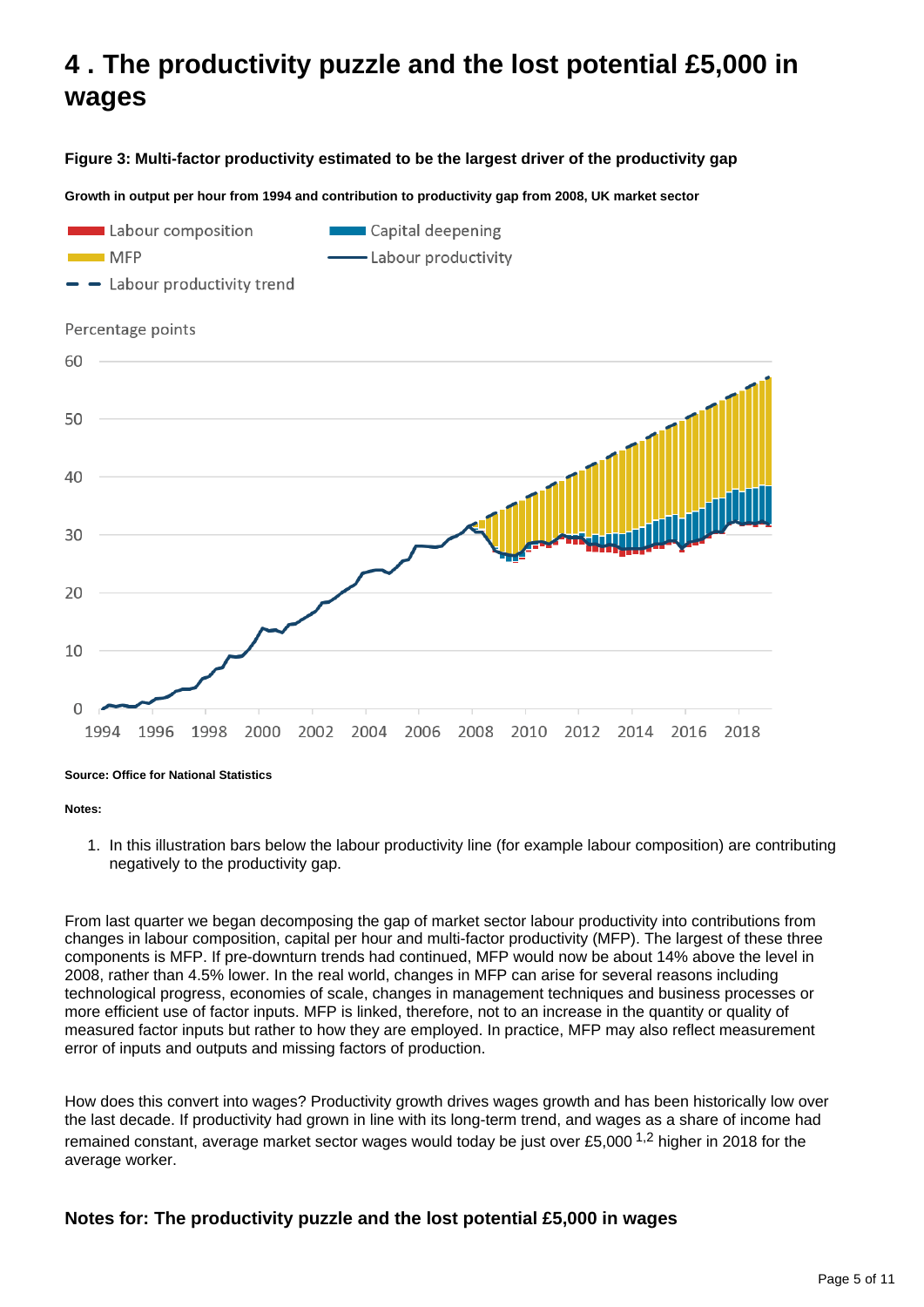## 4 . The productivity puzzle and the lost potential £5,000 in wages

**Figure 3: Multi-factor productivity estimated to be the largest driver of the productivity gap**

**Growth in output per hour from 1994 and contribution to productivity gap from 2008, UK market sector**

**Source: Office for National Statistics**

**Notes:**

1. In this illustration bars below the labour productivity line (for example labour composition) are contributing negatively to the productivity gap.

From last quarter we began decomposing the gap of market sector labour productivity into contributions from changes in labour composition, capital per hour and multi-factor productivity (MFP). The largest of these three components is MFP. If pre-downturn trends had continued, MFP would now be about 14% above the level in 2008, rather than 4.5% lower. In the real world, changes in MFP can arise for several reasons including technological progress, economies of scale, changes in management techniques and business processes or more efficient use of factor inputs. MFP is linked, therefore, not to an increase in the quantity or quality of measured factor inputs but rather to how they are employed. In practice, MFP may also reflect measurement error of inputs and outputs and missing factors of production.

How does this convert into wages? Productivity growth drives wages growth and has been historically low over the last decade. If productivity had grown in line with its long-term trend, and wages as a share of income had remained constant, average market sector wages would today be just over £5,000 [1,2] higher in 2018 for the average worker.

### Notes for: The productivity puzzle and the lost potential £5,000 in wages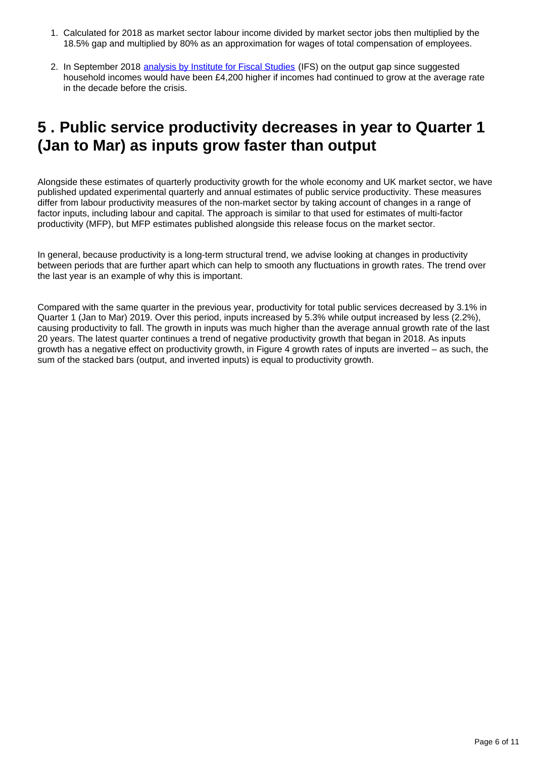1. Calculated for 2018 as market sector labour income divided by market sector jobs then multiplied by the 18.5% gap and multiplied by 80% as an approximation for wages of total compensation of employees.

2. In September 2018 analysis by Institute for Fiscal Studies (IFS) on the output gap since suggested household incomes would have been £4,200 higher if incomes had continued to grow at the average rate in the decade before the crisis.

## 5 . Public service productivity decreases in year to Quarter 1 (Jan to Mar) as inputs grow faster than output

Alongside these estimates of quarterly productivity growth for the whole economy and UK market sector, we have published updated experimental quarterly and annual estimates of public service productivity. These measures differ from labour productivity measures of the non-market sector by taking account of changes in a range of factor inputs, including labour and capital. The approach is similar to that used for estimates of multi-factor productivity (MFP), but MFP estimates published alongside this release focus on the market sector.

In general, because productivity is a long-term structural trend, we advise looking at changes in productivity between periods that are further apart which can help to smooth any fluctuations in growth rates. The trend over the last year is an example of why this is important.

Compared with the same quarter in the previous year, productivity for total public services decreased by 3.1% in Quarter 1 (Jan to Mar) 2019. Over this period, inputs increased by 5.3% while output increased by less (2.2%), causing productivity to fall. The growth in inputs was much higher than the average annual growth rate of the last 20 years. The latest quarter continues a trend of negative productivity growth that began in 2018. As inputs growth has a negative effect on productivity growth, in Figure 4 growth rates of inputs are inverted – as such, the sum of the stacked bars (output, and inverted inputs) is equal to productivity growth.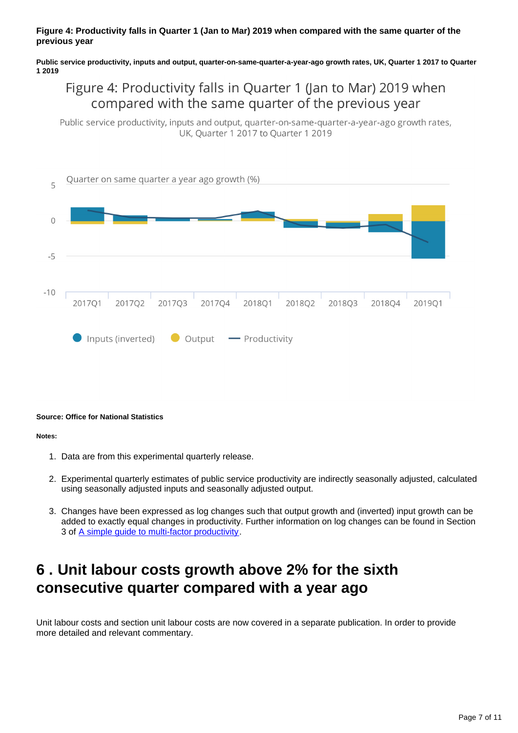**Figure 4: Productivity falls in Quarter 1 (Jan to Mar) 2019 when compared with the same quarter of the previous year**

**Public service productivity, inputs and output, quarter-on-same-quarter-a-year-ago growth rates, UK, Quarter 1 2017 to Quarter 1 2019**

**Source: Office for National Statistics**

**Notes:**

1. Data are from this experimental quarterly release.
2. Experimental quarterly estimates of public service productivity are indirectly seasonally adjusted, calculated using seasonally adjusted inputs and seasonally adjusted output.
3. Changes have been expressed as log changes such that output growth and (inverted) input growth can be added to exactly equal changes in productivity. Further information on log changes can be found in Section 3 of A simple guide to multi-factor productivity.

## 6 . Unit labour costs growth above 2% for the sixth consecutive quarter compared with a year ago

Unit labour costs and section unit labour costs are now covered in a separate publication. In order to provide more detailed and relevant commentary.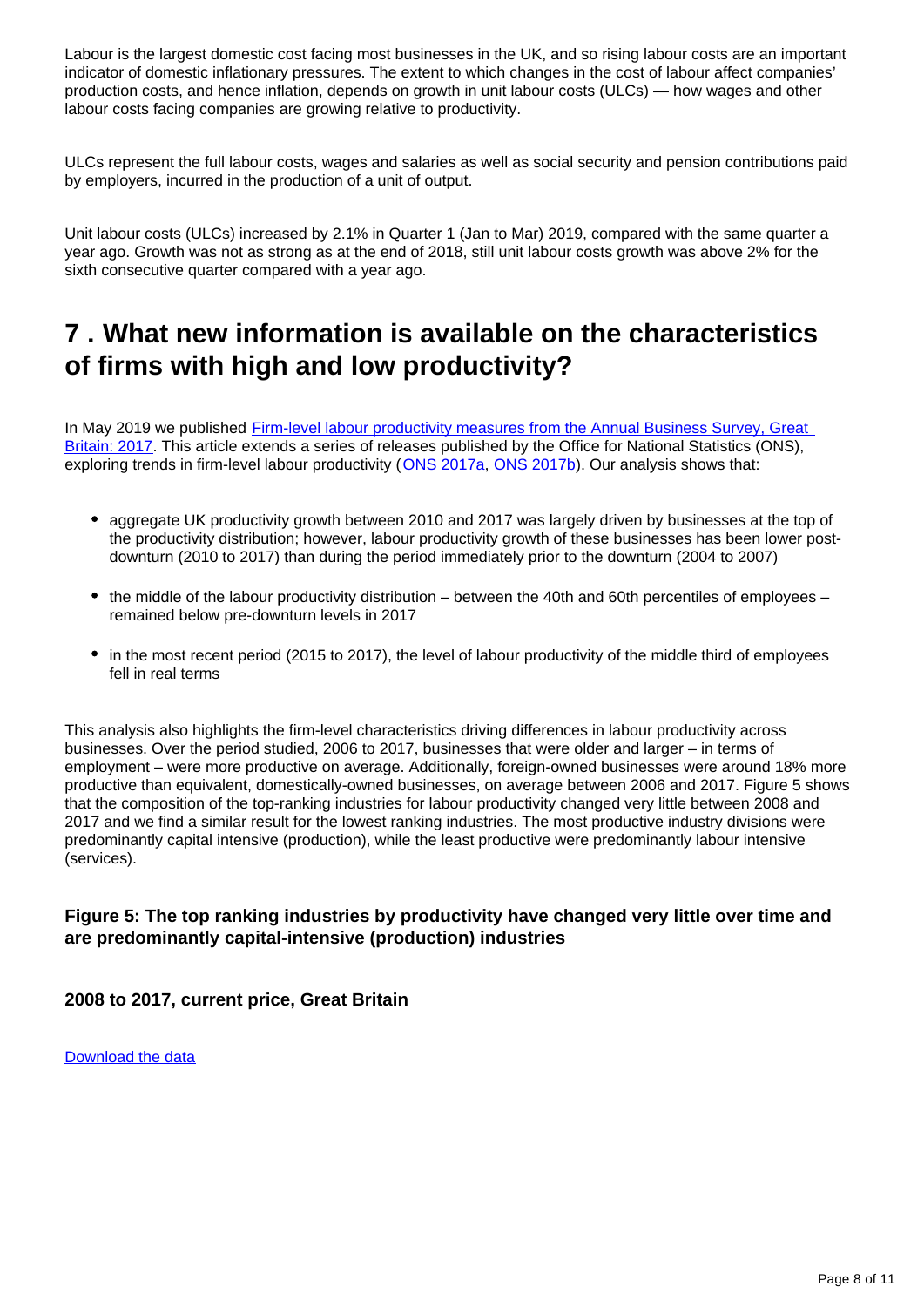Labour is the largest domestic cost facing most businesses in the UK, and so rising labour costs are an important indicator of domestic inflationary pressures. The extent to which changes in the cost of labour affect companies' production costs, and hence inflation, depends on growth in unit labour costs (ULCs) — how wages and other labour costs facing companies are growing relative to productivity.

ULCs represent the full labour costs, wages and salaries as well as social security and pension contributions paid by employers, incurred in the production of a unit of output.

Unit labour costs (ULCs) increased by 2.1% in Quarter 1 (Jan to Mar) 2019, compared with the same quarter a year ago. Growth was not as strong as at the end of 2018, still unit labour costs growth was above 2% for the sixth consecutive quarter compared with a year ago.

## 7 . What new information is available on the characteristics of firms with high and low productivity?

In May 2019 we published [Firm-level labour productivity measures from the Annual Business Survey, Great Britain: 2017](). This article extends a series of releases published by the Office for National Statistics (ONS), exploring trends in firm-level labour productivity ([ONS 2017a](), [ONS 2017b]()). Our analysis shows that:

- aggregate UK productivity growth between 2010 and 2017 was largely driven by businesses at the top of the productivity distribution; however, labour productivity growth of these businesses has been lower post-downturn (2010 to 2017) than during the period immediately prior to the downturn (2004 to 2007)
- the middle of the labour productivity distribution – between the 40th and 60th percentiles of employees – remained below pre-downturn levels in 2017
- in the most recent period (2015 to 2017), the level of labour productivity of the middle third of employees fell in real terms

This analysis also highlights the firm-level characteristics driving differences in labour productivity across businesses. Over the period studied, 2006 to 2017, businesses that were older and larger – in terms of employment – were more productive on average. Additionally, foreign-owned businesses were around 18% more productive than equivalent, domestically-owned businesses, on average between 2006 and 2017. Figure 5 shows that the composition of the top-ranking industries for labour productivity changed very little between 2008 and 2017 and we find a similar result for the lowest ranking industries. The most productive industry divisions were predominantly capital intensive (production), while the least productive were predominantly labour intensive (services).

### Figure 5: The top ranking industries by productivity have changed very little over time and are predominantly capital-intensive (production) industries

#### 2008 to 2017, current price, Great Britain

[Download the data]()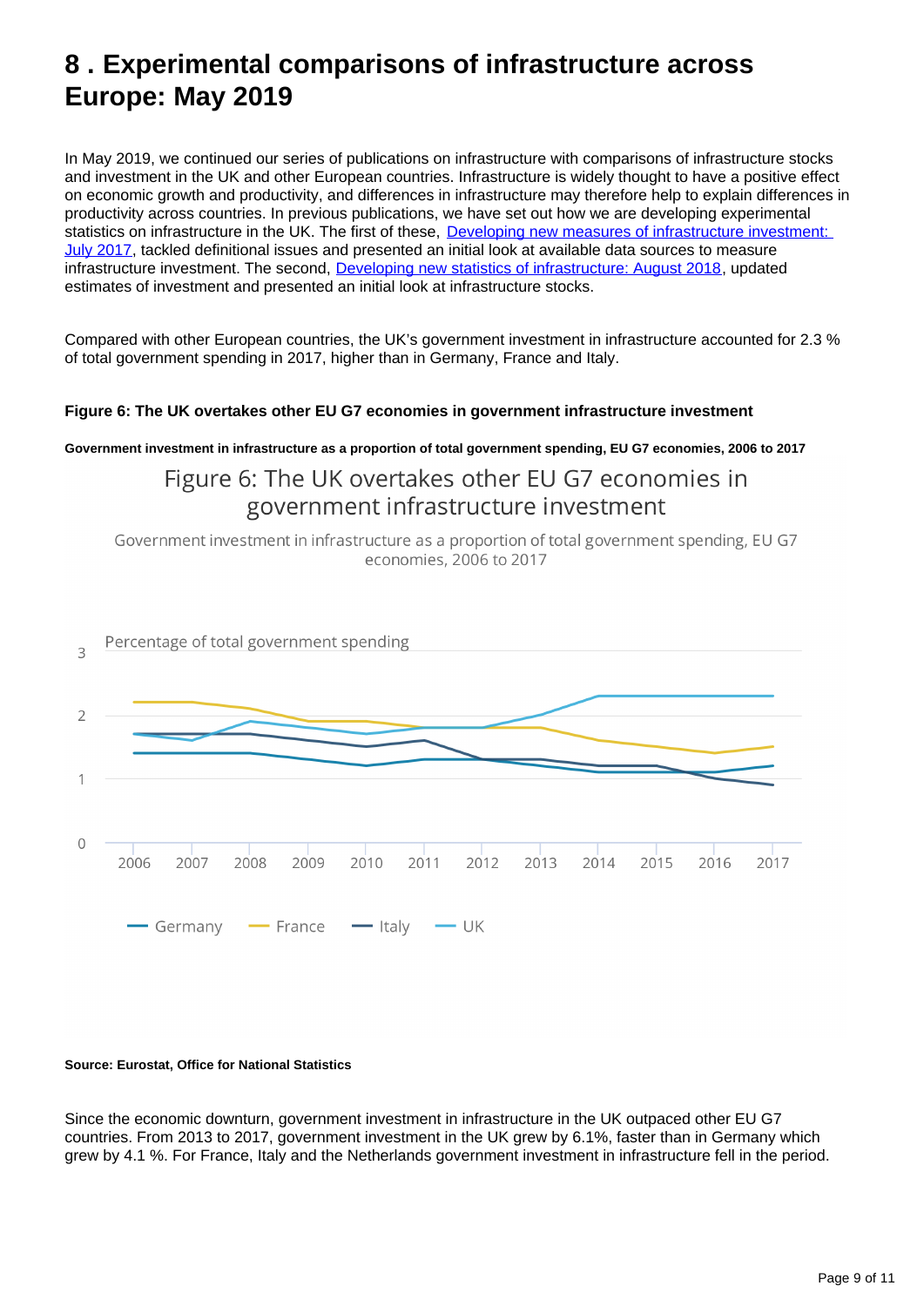# 8 . Experimental comparisons of infrastructure across Europe: May 2019

In May 2019, we continued our series of publications on infrastructure with comparisons of infrastructure stocks and investment in the UK and other European countries. Infrastructure is widely thought to have a positive effect on economic growth and productivity, and differences in infrastructure may therefore help to explain differences in productivity across countries. In previous publications, we have set out how we are developing experimental statistics on infrastructure in the UK. The first of these, [Developing new measures of infrastructure investment: July 2017](), tackled definitional issues and presented an initial look at available data sources to measure infrastructure investment. The second, [Developing new statistics of infrastructure: August 2018](), updated estimates of investment and presented an initial look at infrastructure stocks.

Compared with other European countries, the UK's government investment in infrastructure accounted for 2.3 % of total government spending in 2017, higher than in Germany, France and Italy.

**Figure 6: The UK overtakes other EU G7 economies in government infrastructure investment**

**Government investment in infrastructure as a proportion of total government spending, EU G7 economies, 2006 to 2017**

Figure 6: The UK overtakes other EU G7 economies in government infrastructure investment

Government investment in infrastructure as a proportion of total government spending, EU G7 economies, 2006 to 2017

Percentage of total government spending

Germany, France, Italy, UK

**Source: Eurostat, Office for National Statistics**

Since the economic downturn, government investment in infrastructure in the UK outpaced other EU G7 countries. From 2013 to 2017, government investment in the UK grew by 6.1%, faster than in Germany which grew by 4.1 %. For France, Italy and the Netherlands government investment in infrastructure fell in the period.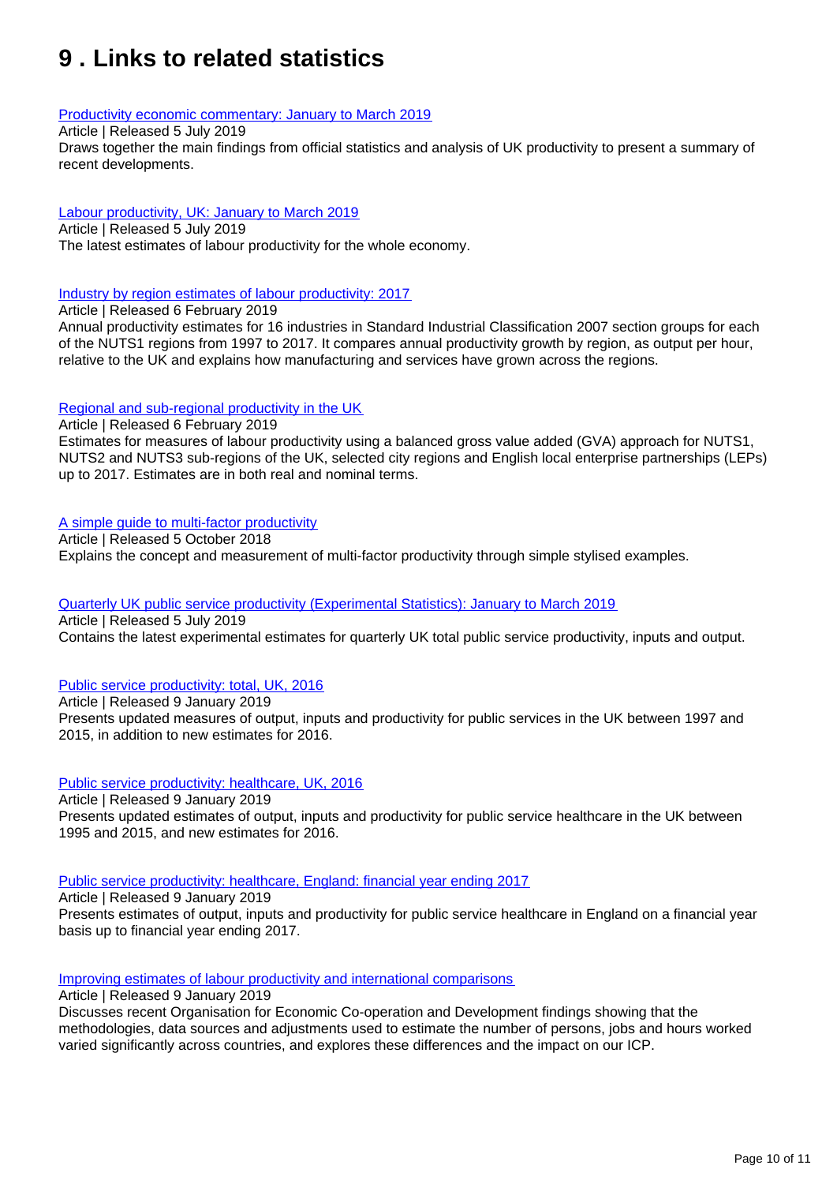# 9 . Links to related statistics

[Productivity economic commentary: January to March 2019]

Article | Released 5 July 2019

Draws together the main findings from official statistics and analysis of UK productivity to present a summary of recent developments.

[Labour productivity, UK: January to March 2019]

Article | Released 5 July 2019

The latest estimates of labour productivity for the whole economy.

[Industry by region estimates of labour productivity: 2017]

Article | Released 6 February 2019

Annual productivity estimates for 16 industries in Standard Industrial Classification 2007 section groups for each of the NUTS1 regions from 1997 to 2017. It compares annual productivity growth by region, as output per hour, relative to the UK and explains how manufacturing and services have grown across the regions.

[Regional and sub-regional productivity in the UK]

Article | Released 6 February 2019

Estimates for measures of labour productivity using a balanced gross value added (GVA) approach for NUTS1, NUTS2 and NUTS3 sub-regions of the UK, selected city regions and English local enterprise partnerships (LEPs) up to 2017. Estimates are in both real and nominal terms.

[A simple guide to multi-factor productivity]

Article | Released 5 October 2018

Explains the concept and measurement of multi-factor productivity through simple stylised examples.

[Quarterly UK public service productivity (Experimental Statistics): January to March 2019]

Article | Released 5 July 2019

Contains the latest experimental estimates for quarterly UK total public service productivity, inputs and output.

[Public service productivity: total, UK, 2016]

Article | Released 9 January 2019

Presents updated measures of output, inputs and productivity for public services in the UK between 1997 and 2015, in addition to new estimates for 2016.

[Public service productivity: healthcare, UK, 2016]

Article | Released 9 January 2019

Presents updated estimates of output, inputs and productivity for public service healthcare in the UK between 1995 and 2015, and new estimates for 2016.

[Public service productivity: healthcare, England: financial year ending 2017]

Article | Released 9 January 2019

Presents estimates of output, inputs and productivity for public service healthcare in England on a financial year basis up to financial year ending 2017.

[Improving estimates of labour productivity and international comparisons]

Article | Released 9 January 2019

Discusses recent Organisation for Economic Co-operation and Development findings showing that the methodologies, data sources and adjustments used to estimate the number of persons, jobs and hours worked varied significantly across countries, and explores these differences and the impact on our ICP.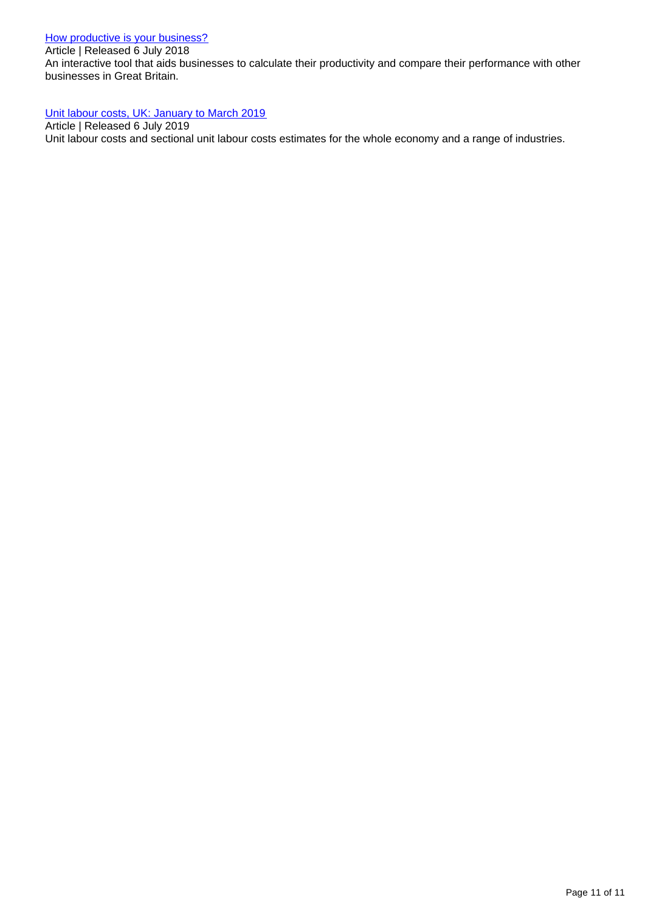[How productive is your business?](#)
Article | Released 6 July 2018
An interactive tool that aids businesses to calculate their productivity and compare their performance with other businesses in Great Britain.

[Unit labour costs, UK: January to March 2019](#)
Article | Released 6 July 2019
Unit labour costs and sectional unit labour costs estimates for the whole economy and a range of industries.